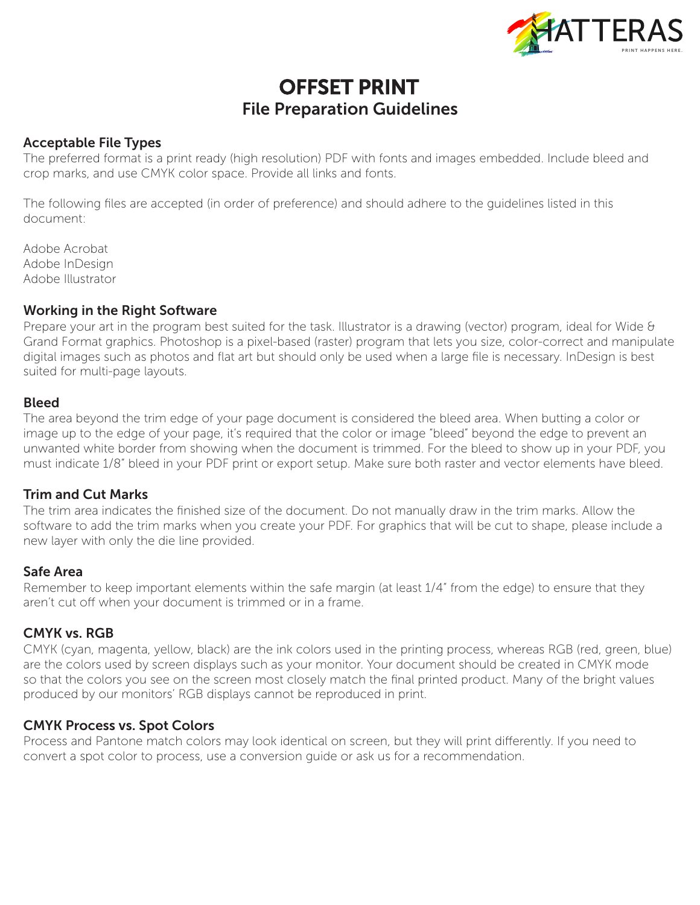# OFFSET PRINT

## File Preparation Guidelines

### Acceptable File Types

The preferred format is a print ready (high resolution) PDF with fonts and images embedded. Include bleed and crop marks, and use CMYK color space. Provide all links and fonts.

The following files are accepted (in order of preference) and should adhere to the guidelines listed in this document:

Adobe Acrobat
Adobe InDesign
Adobe Illustrator

### Working in the Right Software

Prepare your art in the program best suited for the task. Illustrator is a drawing (vector) program, ideal for Wide & Grand Format graphics. Photoshop is a pixel-based (raster) program that lets you size, color-correct and manipulate digital images such as photos and flat art but should only be used when a large file is necessary. InDesign is best suited for multi-page layouts.

### Bleed

The area beyond the trim edge of your page document is considered the bleed area. When butting a color or image up to the edge of your page, it's required that the color or image "bleed" beyond the edge to prevent an unwanted white border from showing when the document is trimmed. For the bleed to show up in your PDF, you must indicate 1/8" bleed in your PDF print or export setup. Make sure both raster and vector elements have bleed.

### Trim and Cut Marks

The trim area indicates the finished size of the document. Do not manually draw in the trim marks. Allow the software to add the trim marks when you create your PDF. For graphics that will be cut to shape, please include a new layer with only the die line provided.

### Safe Area

Remember to keep important elements within the safe margin (at least 1/4" from the edge) to ensure that they aren't cut off when your document is trimmed or in a frame.

### CMYK vs. RGB

CMYK (cyan, magenta, yellow, black) are the ink colors used in the printing process, whereas RGB (red, green, blue) are the colors used by screen displays such as your monitor. Your document should be created in CMYK mode so that the colors you see on the screen most closely match the final printed product. Many of the bright values produced by our monitors' RGB displays cannot be reproduced in print.

### CMYK Process vs. Spot Colors

Process and Pantone match colors may look identical on screen, but they will print differently. If you need to convert a spot color to process, use a conversion guide or ask us for a recommendation.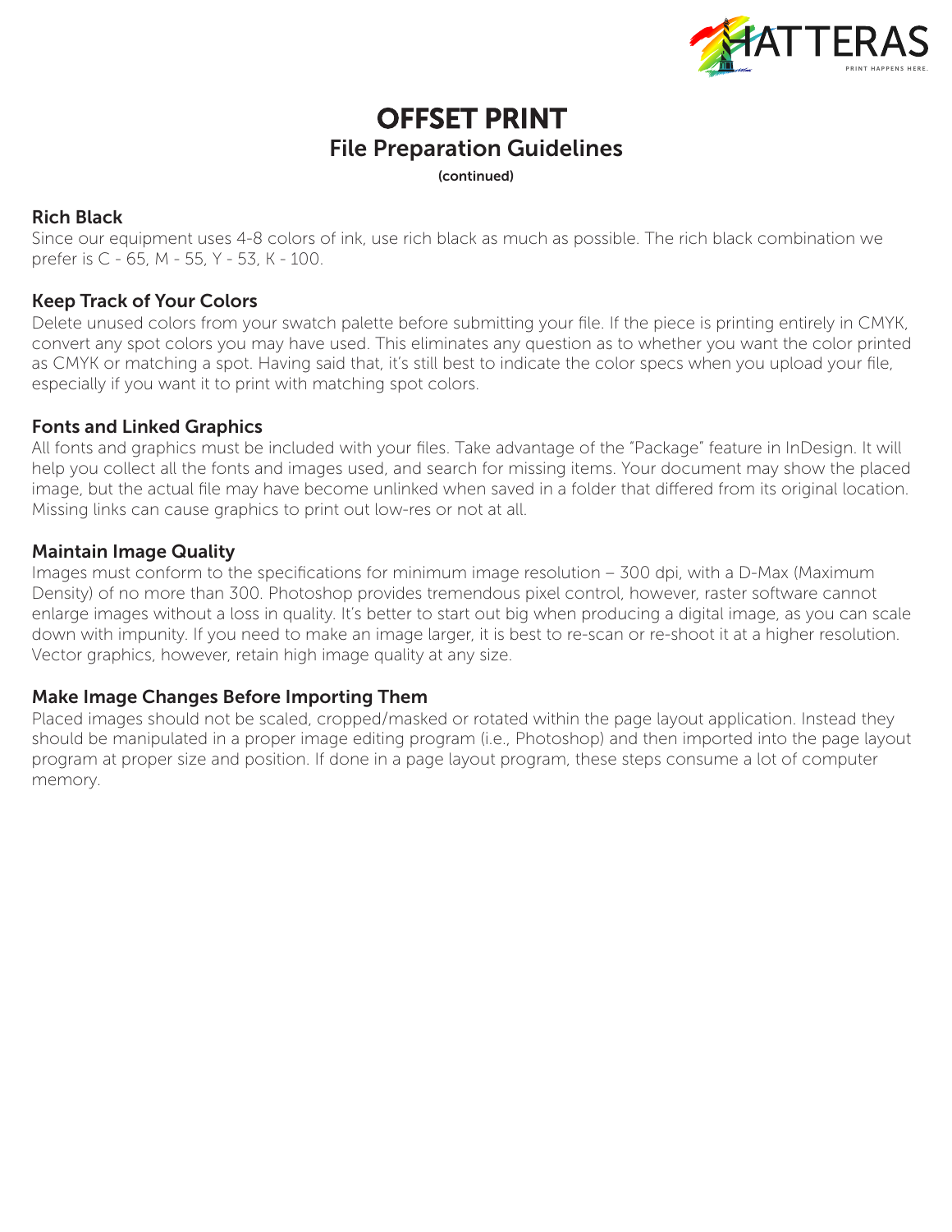# OFFSET PRINT

## File Preparation Guidelines

(continued)

### Rich Black

Since our equipment uses 4-8 colors of ink, use rich black as much as possible. The rich black combination we prefer is C - 65, M - 55, Y - 53, K - 100.

### Keep Track of Your Colors

Delete unused colors from your swatch palette before submitting your file. If the piece is printing entirely in CMYK, convert any spot colors you may have used. This eliminates any question as to whether you want the color printed as CMYK or matching a spot. Having said that, it's still best to indicate the color specs when you upload your file, especially if you want it to print with matching spot colors.

### Fonts and Linked Graphics

All fonts and graphics must be included with your files. Take advantage of the "Package" feature in InDesign. It will help you collect all the fonts and images used, and search for missing items. Your document may show the placed image, but the actual file may have become unlinked when saved in a folder that differed from its original location. Missing links can cause graphics to print out low-res or not at all.

### Maintain Image Quality

Images must conform to the specifications for minimum image resolution – 300 dpi, with a D-Max (Maximum Density) of no more than 300. Photoshop provides tremendous pixel control, however, raster software cannot enlarge images without a loss in quality. It's better to start out big when producing a digital image, as you can scale down with impunity. If you need to make an image larger, it is best to re-scan or re-shoot it at a higher resolution. Vector graphics, however, retain high image quality at any size.

### Make Image Changes Before Importing Them

Placed images should not be scaled, cropped/masked or rotated within the page layout application. Instead they should be manipulated in a proper image editing program (i.e., Photoshop) and then imported into the page layout program at proper size and position. If done in a page layout program, these steps consume a lot of computer memory.